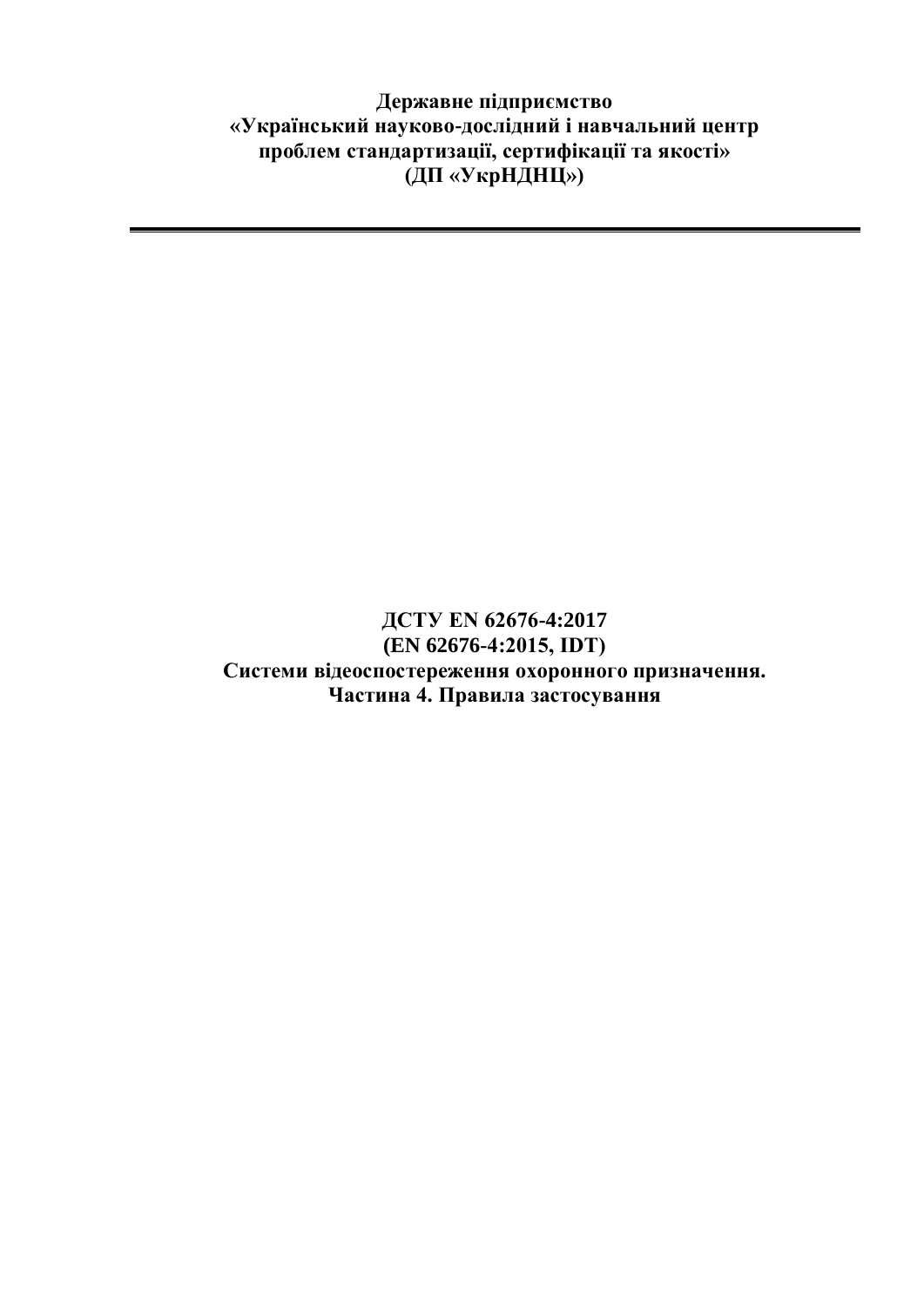**Державне підприємство**
**«Український науково-дослідний і навчальний центр**
**проблем стандартизації, сертифікації та якості»**
**(ДП «УкрНДНЦ»)**

---

# ДСТУ EN 62676-4:2017
# (EN 62676-4:2015, IDT)
# Системи відеоспостереження охоронного призначення.
# Частина 4. Правила застосування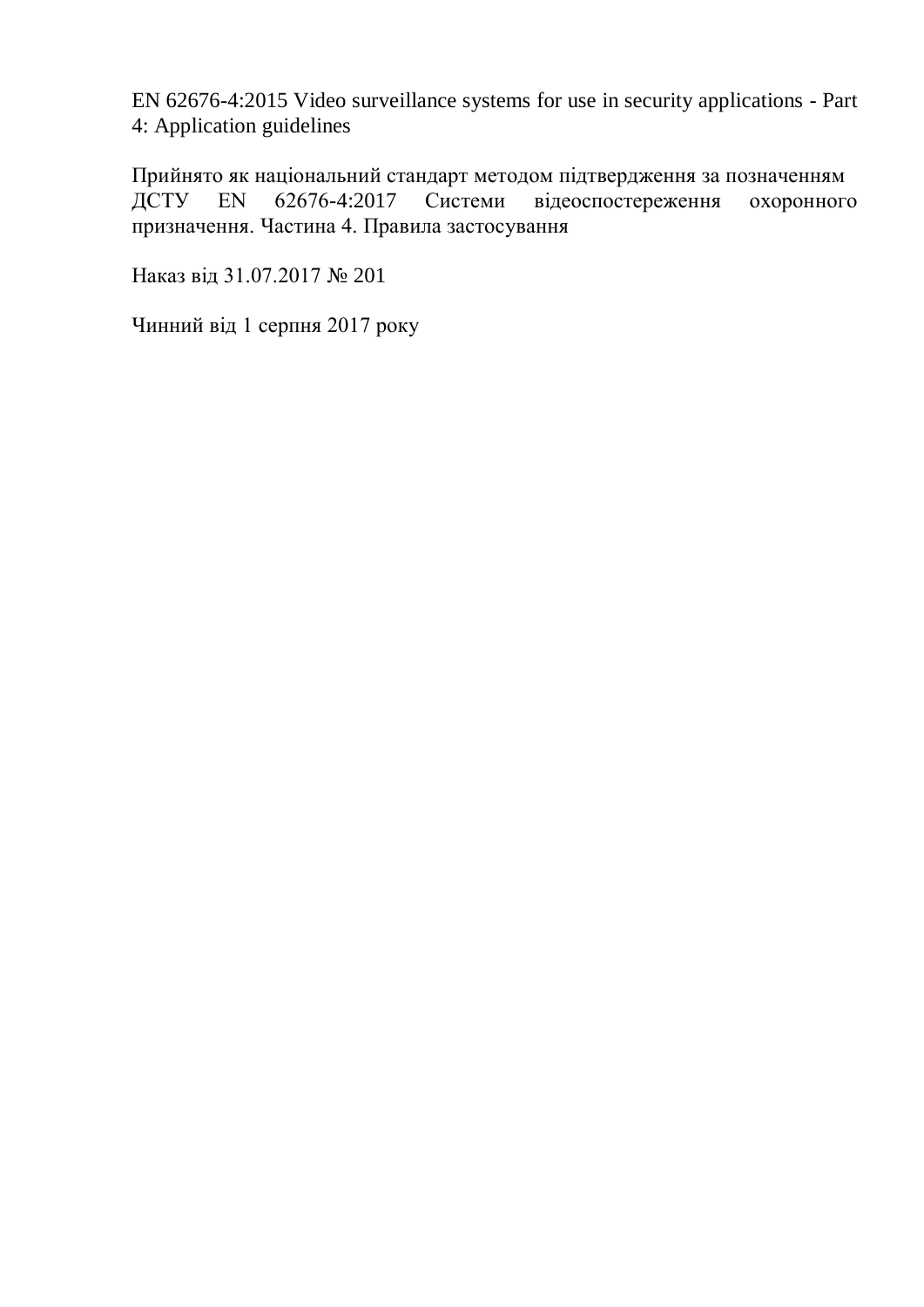EN 62676-4:2015 Video surveillance systems for use in security applications - Part 4: Application guidelines

Прийнято як національний стандарт методом підтвердження за позначенням ДСТУ EN 62676-4:2017 Системи відеоспостереження охоронного призначення. Частина 4. Правила застосування

Наказ від 31.07.2017 № 201

Чинний від 1 серпня 2017 року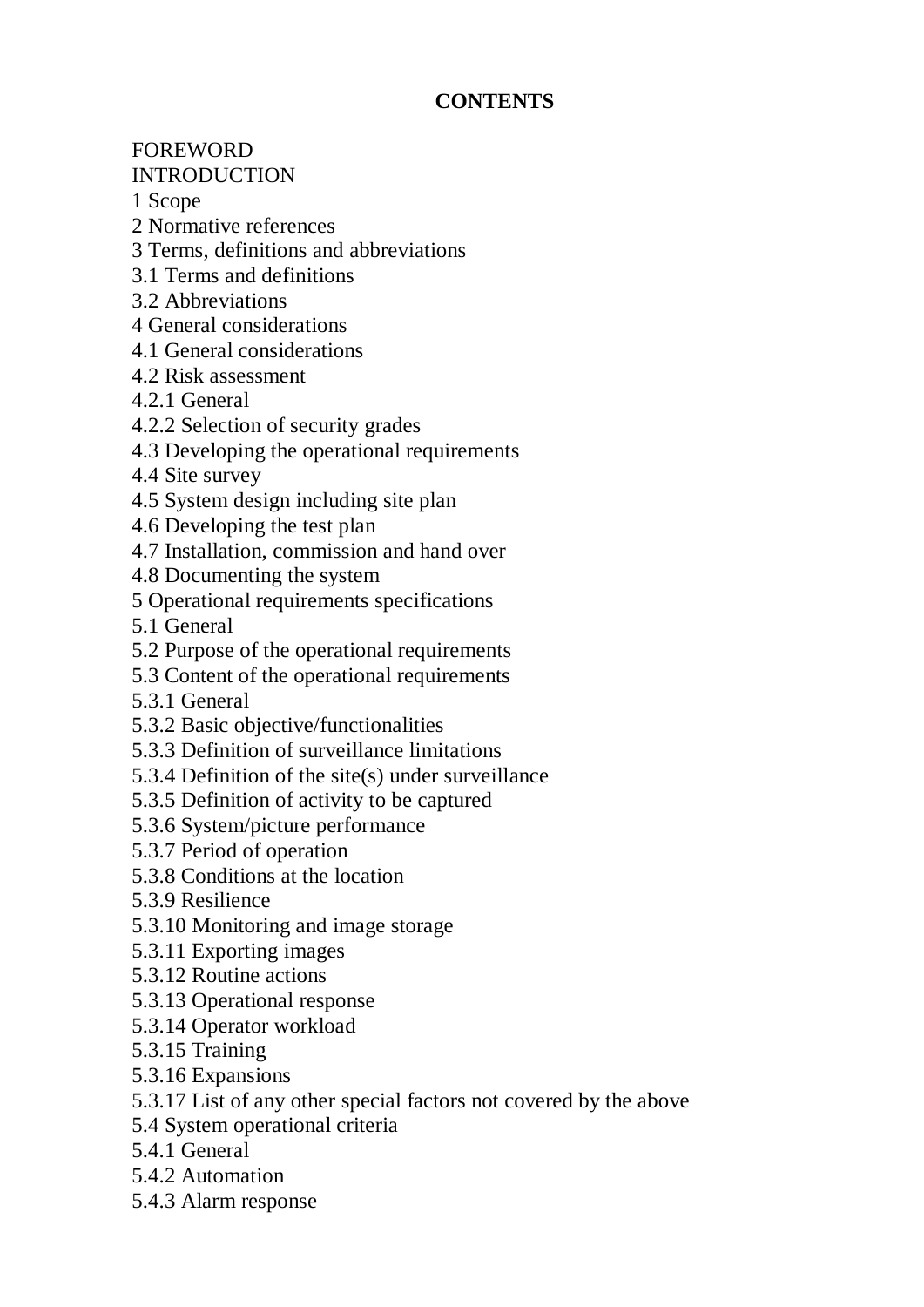**CONTENTS**

FOREWORD
INTRODUCTION
1 Scope
2 Normative references
3 Terms, definitions and abbreviations
3.1 Terms and definitions
3.2 Abbreviations
4 General considerations
4.1 General considerations
4.2 Risk assessment
4.2.1 General
4.2.2 Selection of security grades
4.3 Developing the operational requirements
4.4 Site survey
4.5 System design including site plan
4.6 Developing the test plan
4.7 Installation, commission and hand over
4.8 Documenting the system
5 Operational requirements specifications
5.1 General
5.2 Purpose of the operational requirements
5.3 Content of the operational requirements
5.3.1 General
5.3.2 Basic objective/functionalities
5.3.3 Definition of surveillance limitations
5.3.4 Definition of the site(s) under surveillance
5.3.5 Definition of activity to be captured
5.3.6 System/picture performance
5.3.7 Period of operation
5.3.8 Conditions at the location
5.3.9 Resilience
5.3.10 Monitoring and image storage
5.3.11 Exporting images
5.3.12 Routine actions
5.3.13 Operational response
5.3.14 Operator workload
5.3.15 Training
5.3.16 Expansions
5.3.17 List of any other special factors not covered by the above
5.4 System operational criteria
5.4.1 General
5.4.2 Automation
5.4.3 Alarm response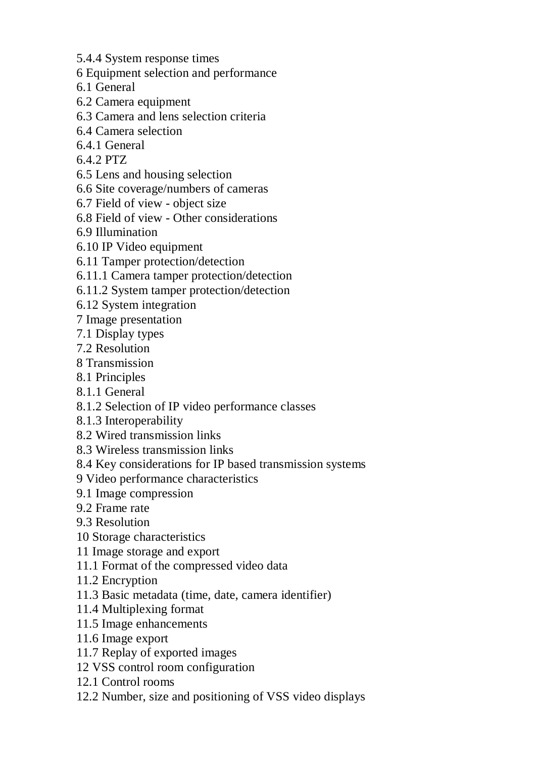5.4.4 System response times
6 Equipment selection and performance
6.1 General
6.2 Camera equipment
6.3 Camera and lens selection criteria
6.4 Camera selection
6.4.1 General
6.4.2 PTZ
6.5 Lens and housing selection
6.6 Site coverage/numbers of cameras
6.7 Field of view - object size
6.8 Field of view - Other considerations
6.9 Illumination
6.10 IP Video equipment
6.11 Tamper protection/detection
6.11.1 Camera tamper protection/detection
6.11.2 System tamper protection/detection
6.12 System integration
7 Image presentation
7.1 Display types
7.2 Resolution
8 Transmission
8.1 Principles
8.1.1 General
8.1.2 Selection of IP video performance classes
8.1.3 Interoperability
8.2 Wired transmission links
8.3 Wireless transmission links
8.4 Key considerations for IP based transmission systems
9 Video performance characteristics
9.1 Image compression
9.2 Frame rate
9.3 Resolution
10 Storage characteristics
11 Image storage and export
11.1 Format of the compressed video data
11.2 Encryption
11.3 Basic metadata (time, date, camera identifier)
11.4 Multiplexing format
11.5 Image enhancements
11.6 Image export
11.7 Replay of exported images
12 VSS control room configuration
12.1 Control rooms
12.2 Number, size and positioning of VSS video displays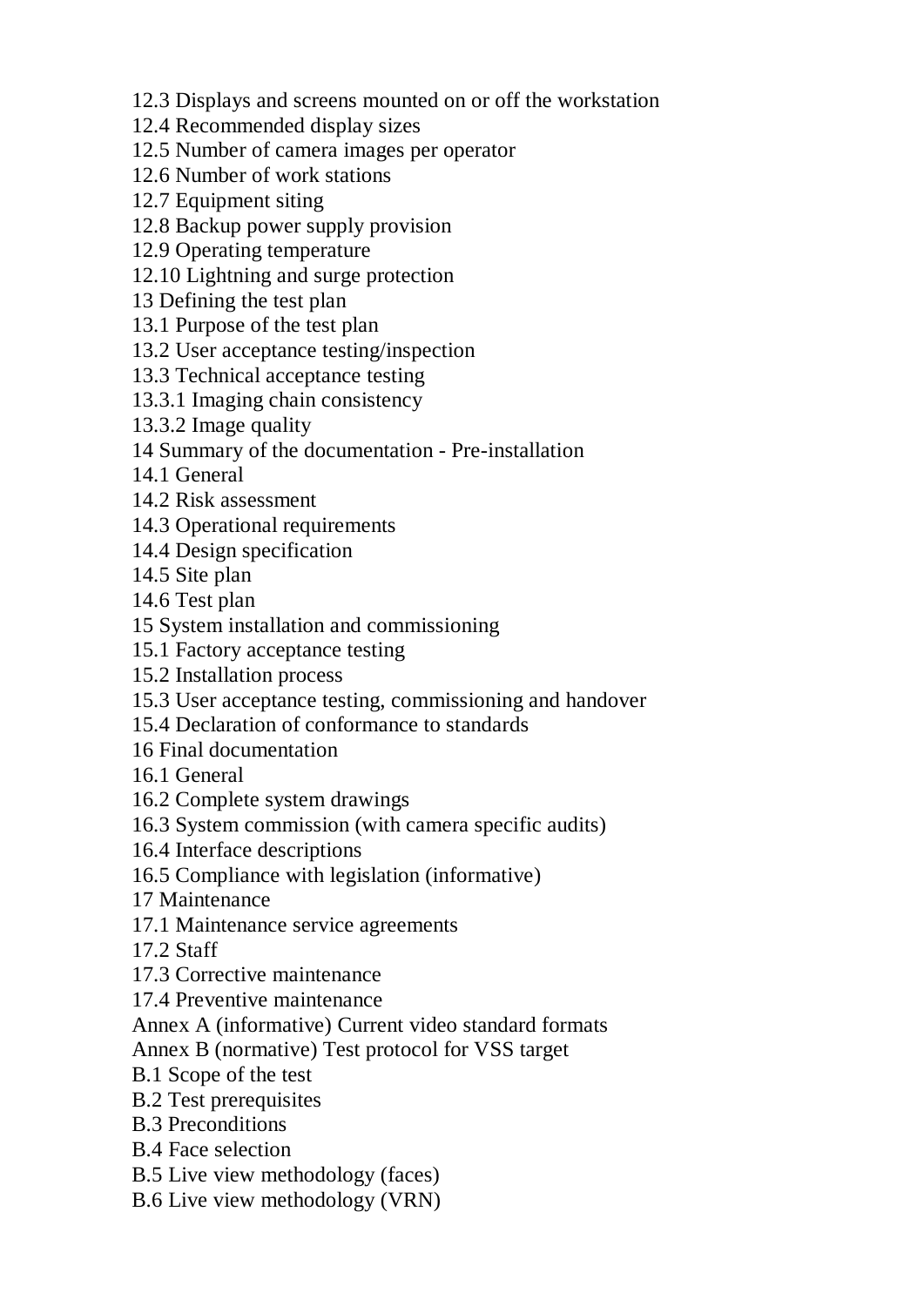12.3 Displays and screens mounted on or off the workstation
12.4 Recommended display sizes
12.5 Number of camera images per operator
12.6 Number of work stations
12.7 Equipment siting
12.8 Backup power supply provision
12.9 Operating temperature
12.10 Lightning and surge protection
13 Defining the test plan
13.1 Purpose of the test plan
13.2 User acceptance testing/inspection
13.3 Technical acceptance testing
13.3.1 Imaging chain consistency
13.3.2 Image quality
14 Summary of the documentation - Pre-installation
14.1 General
14.2 Risk assessment
14.3 Operational requirements
14.4 Design specification
14.5 Site plan
14.6 Test plan
15 System installation and commissioning
15.1 Factory acceptance testing
15.2 Installation process
15.3 User acceptance testing, commissioning and handover
15.4 Declaration of conformance to standards
16 Final documentation
16.1 General
16.2 Complete system drawings
16.3 System commission (with camera specific audits)
16.4 Interface descriptions
16.5 Compliance with legislation (informative)
17 Maintenance
17.1 Maintenance service agreements
17.2 Staff
17.3 Corrective maintenance
17.4 Preventive maintenance
Annex A (informative) Current video standard formats
Annex B (normative) Test protocol for VSS target
B.1 Scope of the test
B.2 Test prerequisites
B.3 Preconditions
B.4 Face selection
B.5 Live view methodology (faces)
B.6 Live view methodology (VRN)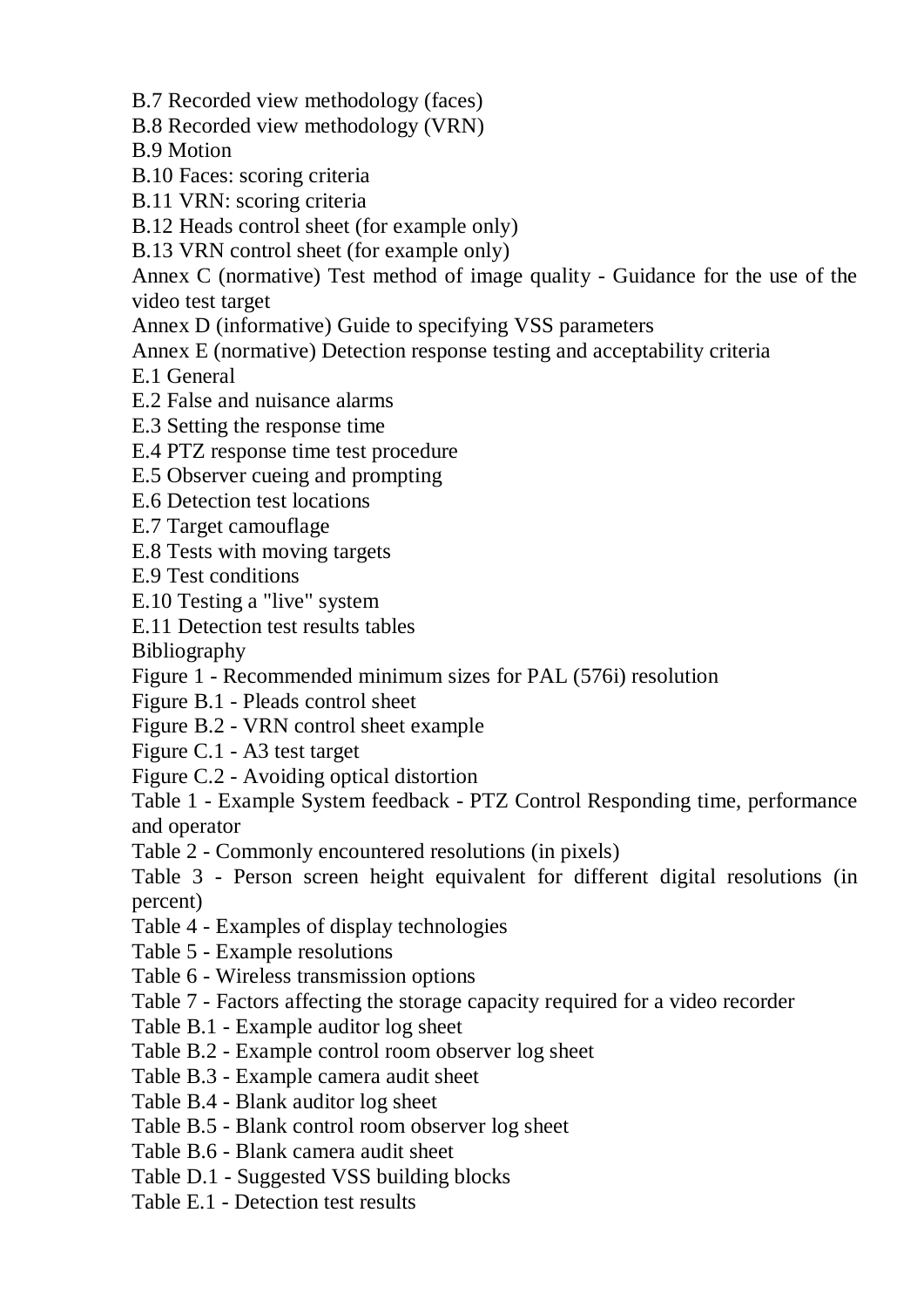B.7 Recorded view methodology (faces)

B.8 Recorded view methodology (VRN)

B.9 Motion

B.10 Faces: scoring criteria

B.11 VRN: scoring criteria

B.12 Heads control sheet (for example only)

B.13 VRN control sheet (for example only)

Annex C (normative) Test method of image quality - Guidance for the use of the video test target

Annex D (informative) Guide to specifying VSS parameters

Annex E (normative) Detection response testing and acceptability criteria

E.1 General

E.2 False and nuisance alarms

E.3 Setting the response time

E.4 PTZ response time test procedure

E.5 Observer cueing and prompting

E.6 Detection test locations

E.7 Target camouflage

E.8 Tests with moving targets

E.9 Test conditions

E.10 Testing a "live" system

E.11 Detection test results tables

Bibliography

Figure 1 - Recommended minimum sizes for PAL (576i) resolution

Figure B.1 - Pleads control sheet

Figure B.2 - VRN control sheet example

Figure C.1 - A3 test target

Figure C.2 - Avoiding optical distortion

Table 1 - Example System feedback - PTZ Control Responding time, performance and operator

Table 2 - Commonly encountered resolutions (in pixels)

Table 3 - Person screen height equivalent for different digital resolutions (in percent)

Table 4 - Examples of display technologies

Table 5 - Example resolutions

Table 6 - Wireless transmission options

Table 7 - Factors affecting the storage capacity required for a video recorder

Table B.1 - Example auditor log sheet

Table B.2 - Example control room observer log sheet

Table B.3 - Example camera audit sheet

Table B.4 - Blank auditor log sheet

Table B.5 - Blank control room observer log sheet

Table B.6 - Blank camera audit sheet

Table D.1 - Suggested VSS building blocks

Table E.1 - Detection test results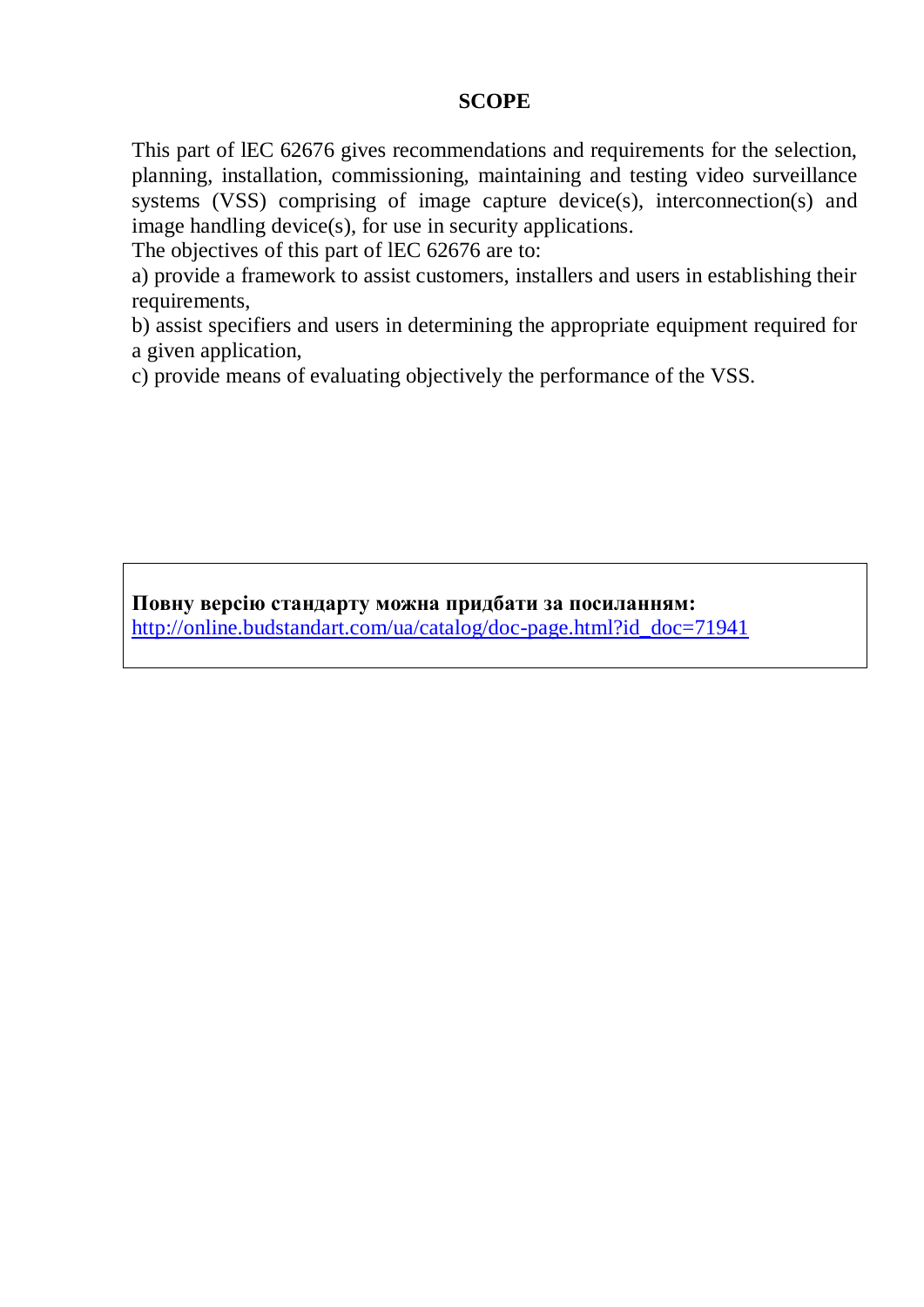## SCOPE

This part of lEC 62676 gives recommendations and requirements for the selection, planning, installation, commissioning, maintaining and testing video surveillance systems (VSS) comprising of image capture device(s), interconnection(s) and image handling device(s), for use in security applications.

The objectives of this part of lEC 62676 are to:

a) provide a framework to assist customers, installers and users in establishing their requirements,

b) assist specifiers and users in determining the appropriate equipment required for a given application,

c) provide means of evaluating objectively the performance of the VSS.

**Повну версію стандарту можна придбати за посиланням:**
http://online.budstandart.com/ua/catalog/doc-page.html?id_doc=71941